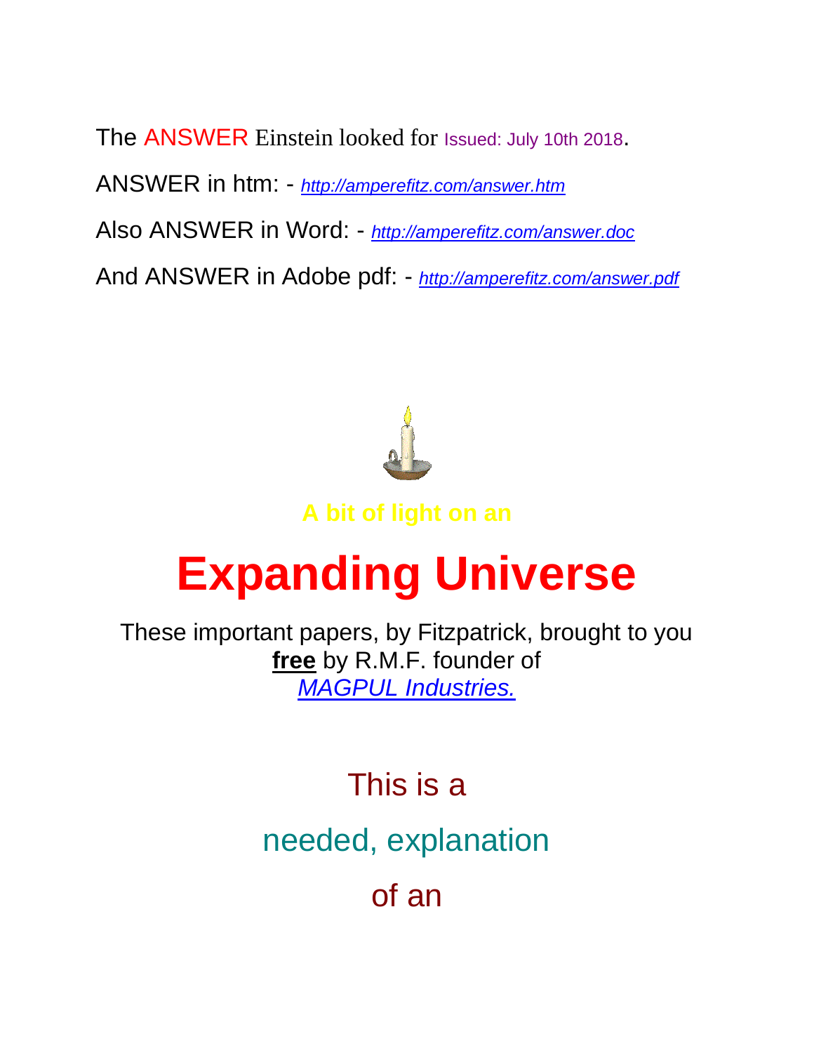The ANSWER Einstein looked for Issued: July 10th 2018.

ANSWER in htm: - *http://amperefitz.com/answer.htm*

Also ANSWER in Word: - *http://amperefitz.com/answer.doc*

And ANSWER in Adobe pdf: - *http://amperefitz.com/answer.pdf*

**A bit of light on an**

# Expanding Universe

These important papers, by Fitzpatrick, brought to you **free** by R.M.F. founder of *MAGPUL Industries.*

This is a

needed, explanation

of an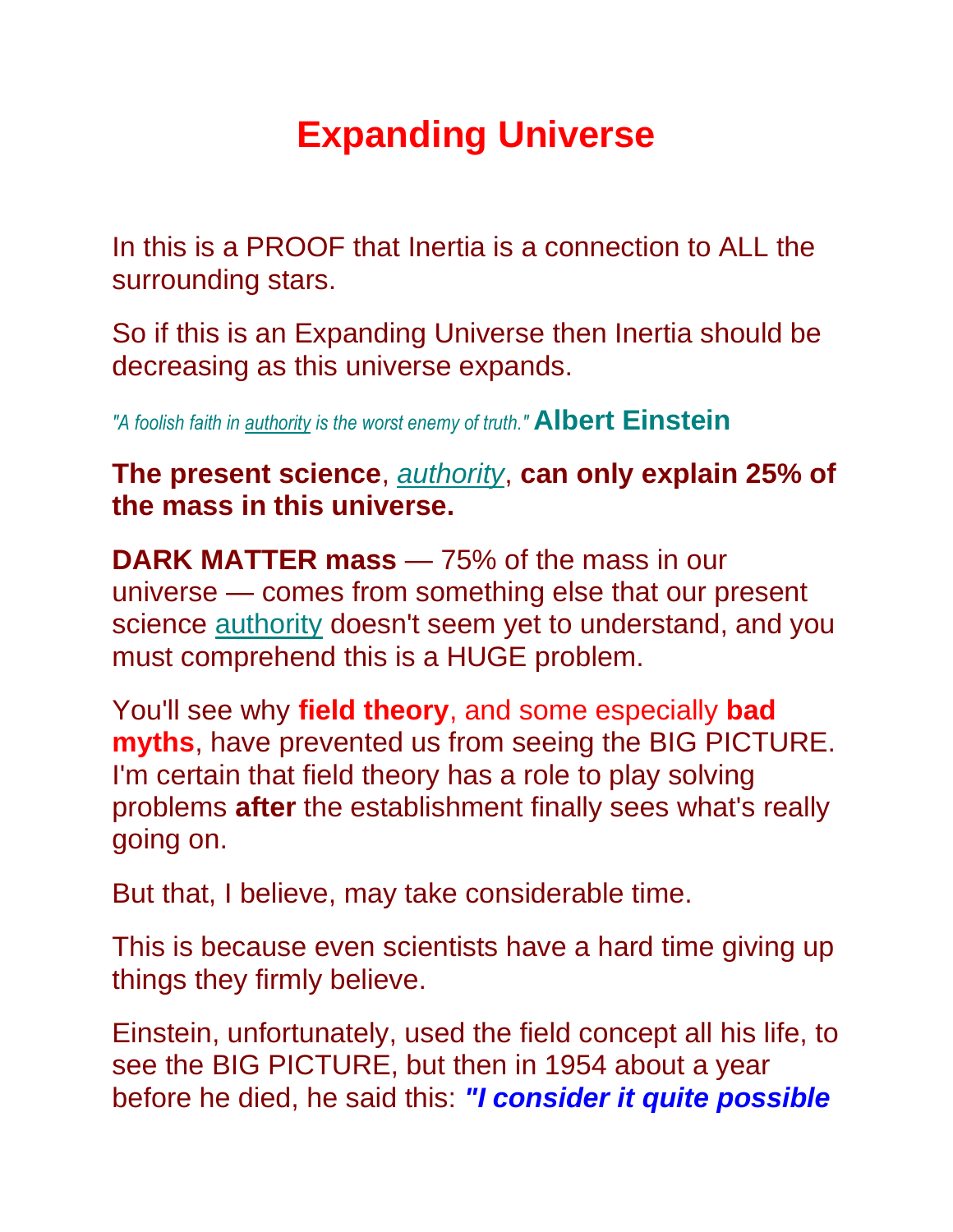# Expanding Universe

In this is a PROOF that Inertia is a connection to ALL the surrounding stars.

So if this is an Expanding Universe then Inertia should be decreasing as this universe expands.

*"A foolish faith in authority is the worst enemy of truth."* **Albert Einstein**

**The present science**, *authority*, **can only explain 25% of the mass in this universe.**

**DARK MATTER mass** — 75% of the mass in our universe — comes from something else that our present science authority doesn't seem yet to understand, and you must comprehend this is a HUGE problem.

You'll see why **field theory**, and some especially **bad myths**, have prevented us from seeing the BIG PICTURE. I'm certain that field theory has a role to play solving problems **after** the establishment finally sees what's really going on.

But that, I believe, may take considerable time.

This is because even scientists have a hard time giving up things they firmly believe.

Einstein, unfortunately, used the field concept all his life, to see the BIG PICTURE, but then in 1954 about a year before he died, he said this: ***"I consider it quite possible***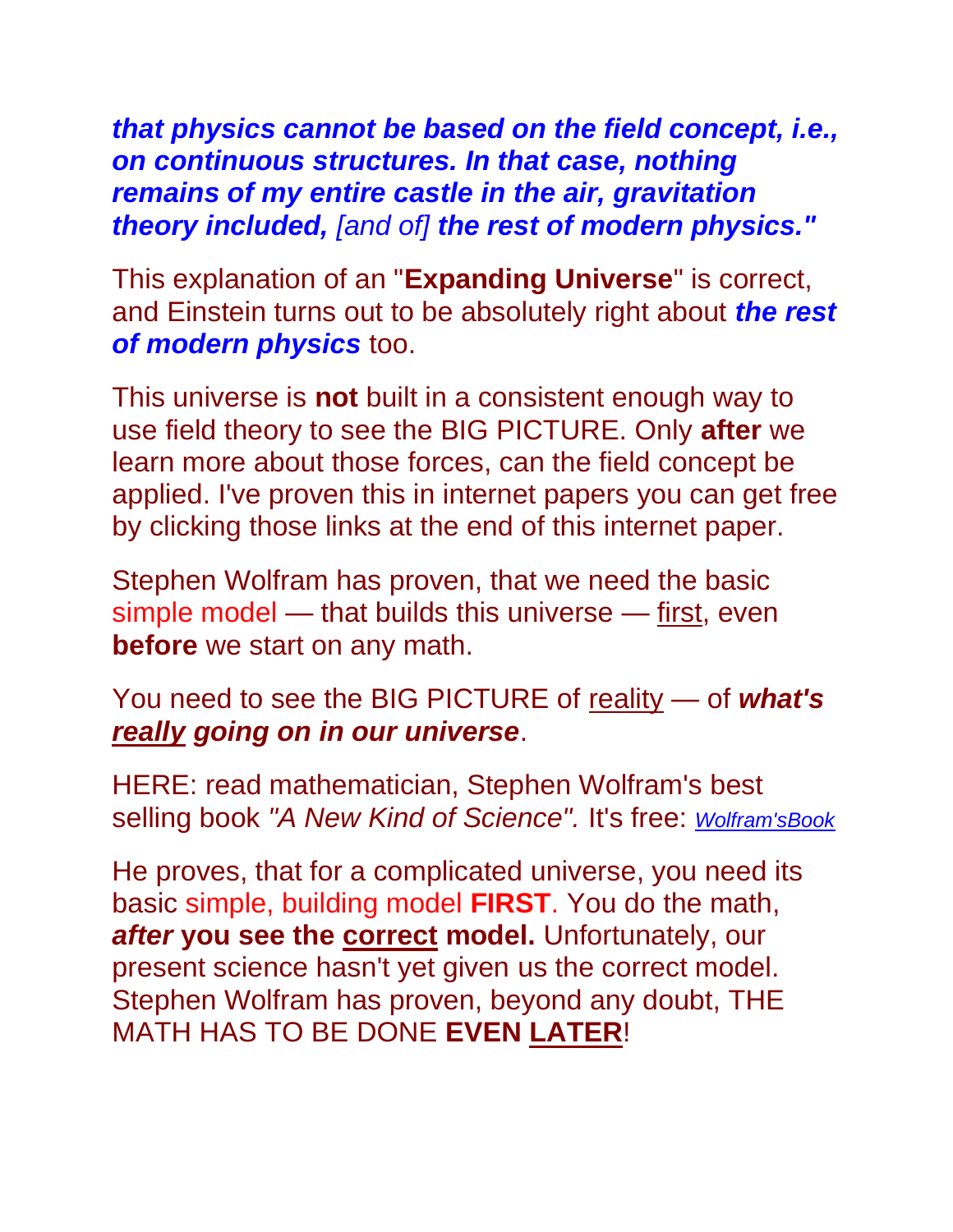***that physics cannot be based on the field concept, i.e., on continuous structures. In that case, nothing remains of my entire castle in the air, gravitation theory included,*** *[and of]* ***the rest of modern physics."***

This explanation of an "**Expanding Universe**" is correct, and Einstein turns out to be absolutely right about ***the rest of modern physics*** too.

This universe is **not** built in a consistent enough way to use field theory to see the BIG PICTURE. Only **after** we learn more about those forces, can the field concept be applied. I've proven this in internet papers you can get free by clicking those links at the end of this internet paper.

Stephen Wolfram has proven, that we need the basic simple model — that builds this universe — first, even **before** we start on any math.

You need to see the BIG PICTURE of reality — of ***what's really going on in our universe***.

HERE: read mathematician, Stephen Wolfram's best selling book *"A New Kind of Science".* It's free: *Wolfram'sBook*

He proves, that for a complicated universe, you need its basic simple, building model **FIRST**. You do the math, ***after* you see the correct model.** Unfortunately, our present science hasn't yet given us the correct model. Stephen Wolfram has proven, beyond any doubt, THE MATH HAS TO BE DONE **EVEN LATER**!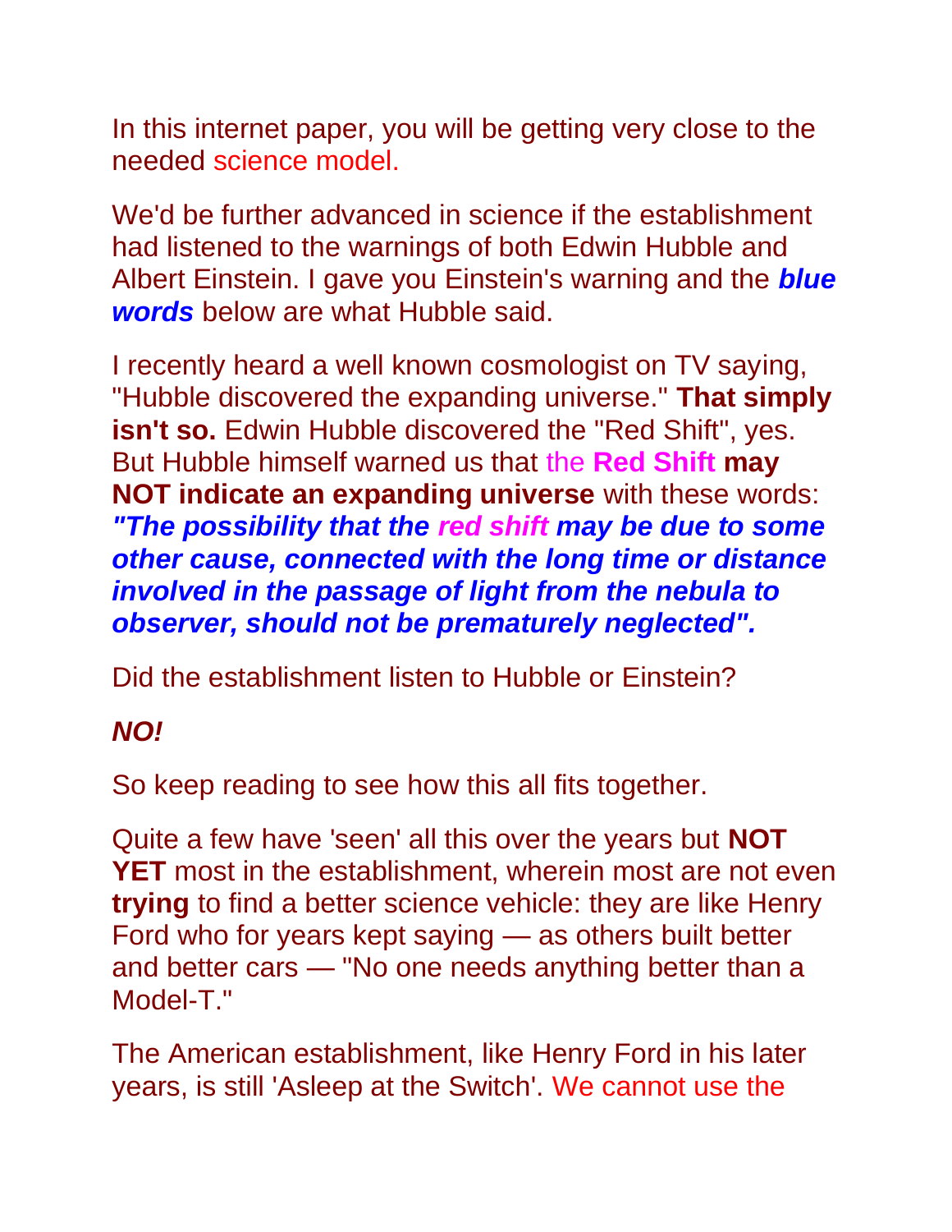In this internet paper, you will be getting very close to the needed science model.

We'd be further advanced in science if the establishment had listened to the warnings of both Edwin Hubble and Albert Einstein. I gave you Einstein's warning and the ***blue words*** below are what Hubble said.

I recently heard a well known cosmologist on TV saying, "Hubble discovered the expanding universe." **That simply isn't so.** Edwin Hubble discovered the "Red Shift", yes. But Hubble himself warned us that the **Red Shift may NOT indicate an expanding universe** with these words: ***"The possibility that the red shift may be due to some other cause, connected with the long time or distance involved in the passage of light from the nebula to observer, should not be prematurely neglected".***

Did the establishment listen to Hubble or Einstein?

***NO!***

So keep reading to see how this all fits together.

Quite a few have 'seen' all this over the years but **NOT YET** most in the establishment, wherein most are not even **trying** to find a better science vehicle: they are like Henry Ford who for years kept saying — as others built better and better cars — "No one needs anything better than a Model-T."

The American establishment, like Henry Ford in his later years, is still 'Asleep at the Switch'. We cannot use the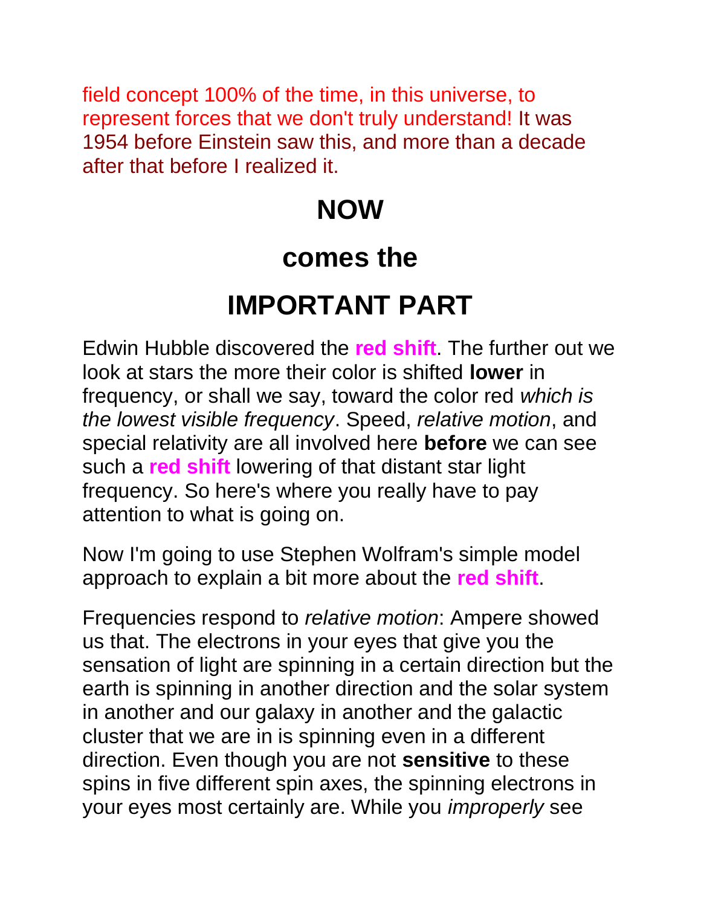field concept 100% of the time, in this universe, to represent forces that we don't truly understand! It was 1954 before Einstein saw this, and more than a decade after that before I realized it.

## NOW

## comes the

## IMPORTANT PART

Edwin Hubble discovered the **red shift**. The further out we look at stars the more their color is shifted **lower** in frequency, or shall we say, toward the color red *which is the lowest visible frequency*. Speed, *relative motion*, and special relativity are all involved here **before** we can see such a **red shift** lowering of that distant star light frequency. So here's where you really have to pay attention to what is going on.

Now I'm going to use Stephen Wolfram's simple model approach to explain a bit more about the **red shift**.

Frequencies respond to *relative motion*: Ampere showed us that. The electrons in your eyes that give you the sensation of light are spinning in a certain direction but the earth is spinning in another direction and the solar system in another and our galaxy in another and the galactic cluster that we are in is spinning even in a different direction. Even though you are not **sensitive** to these spins in five different spin axes, the spinning electrons in your eyes most certainly are. While you *improperly* see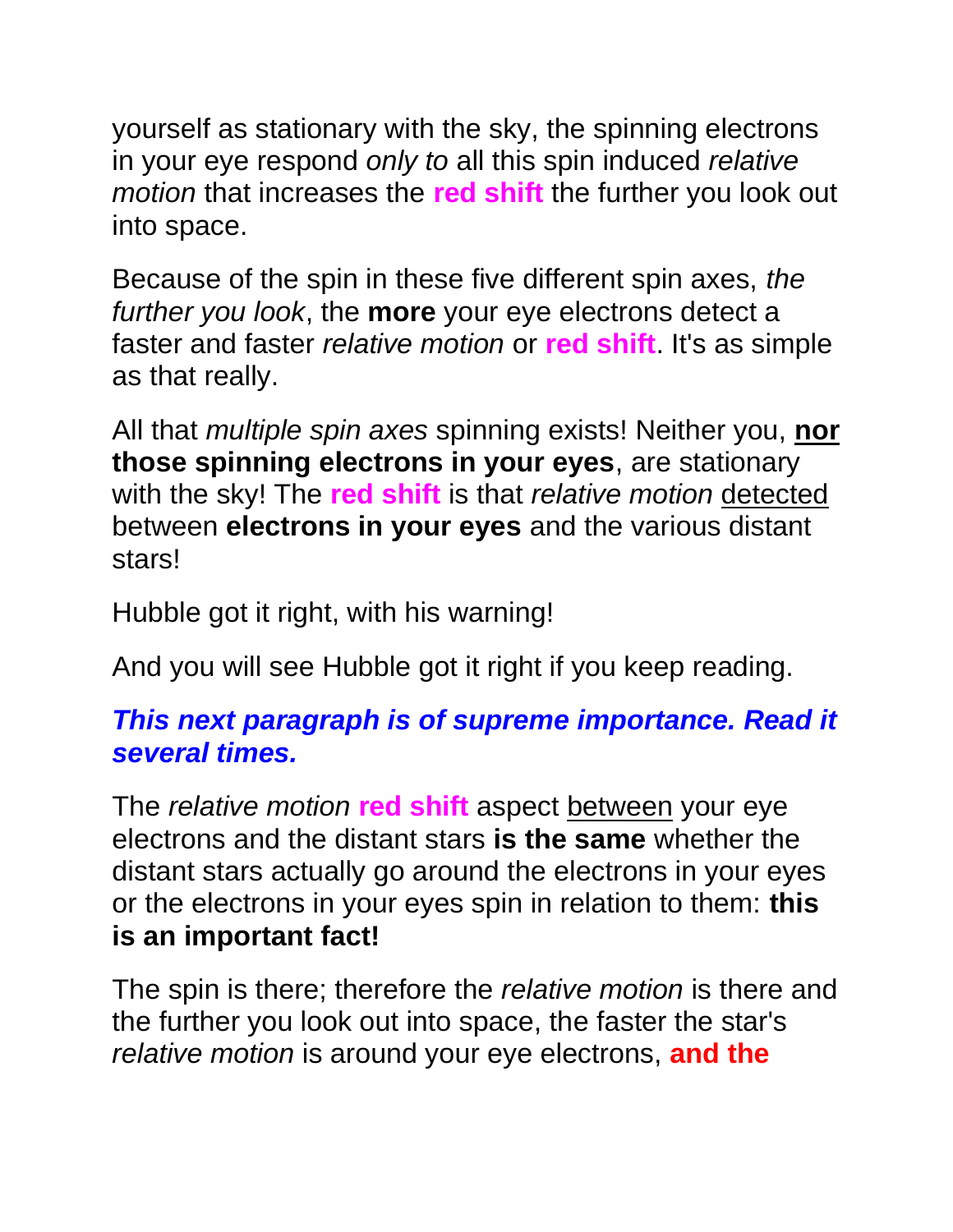yourself as stationary with the sky, the spinning electrons in your eye respond *only to* all this spin induced *relative motion* that increases the **red shift** the further you look out into space.

Because of the spin in these five different spin axes, *the further you look*, the **more** your eye electrons detect a faster and faster *relative motion* or **red shift**. It's as simple as that really.

All that *multiple spin axes* spinning exists! Neither you, **nor those spinning electrons in your eyes**, are stationary with the sky! The **red shift** is that *relative motion* detected between **electrons in your eyes** and the various distant stars!

Hubble got it right, with his warning!

And you will see Hubble got it right if you keep reading.

***This next paragraph is of supreme importance. Read it several times.***

The *relative motion* **red shift** aspect between your eye electrons and the distant stars **is the same** whether the distant stars actually go around the electrons in your eyes or the electrons in your eyes spin in relation to them: **this is an important fact!**

The spin is there; therefore the *relative motion* is there and the further you look out into space, the faster the star's *relative motion* is around your eye electrons, **and the**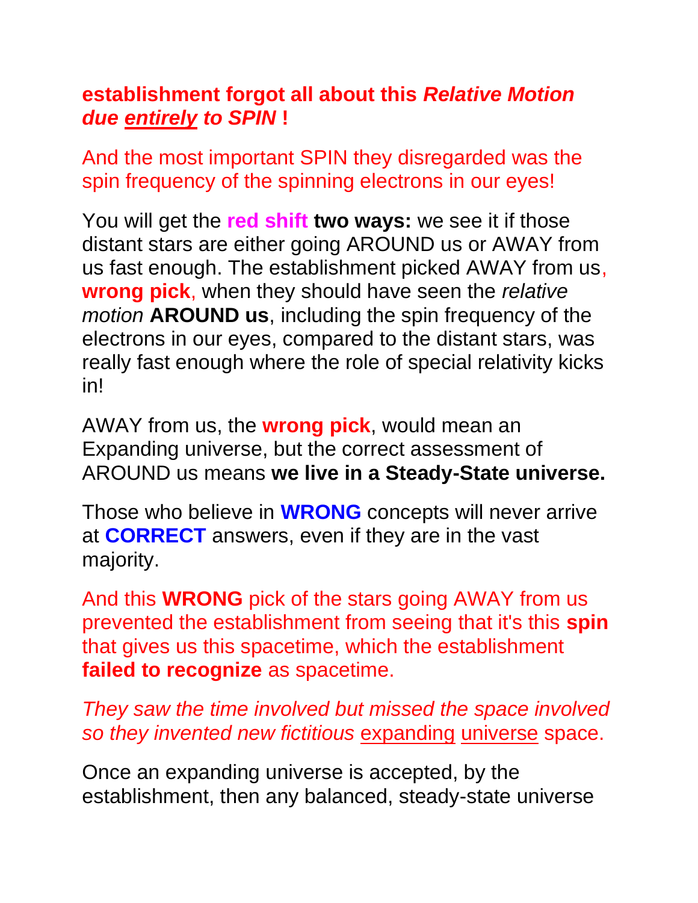**establishment forgot all about this *Relative Motion due _entirely_ to SPIN* !**

And the most important SPIN they disregarded was the spin frequency of the spinning electrons in our eyes!

You will get the **red shift** **two ways:** we see it if those distant stars are either going AROUND us or AWAY from us fast enough. The establishment picked AWAY from us, **wrong pick**, when they should have seen the *relative motion* **AROUND us**, including the spin frequency of the electrons in our eyes, compared to the distant stars, was really fast enough where the role of special relativity kicks in!

AWAY from us, the **wrong pick**, would mean an Expanding universe, but the correct assessment of AROUND us means **we live in a Steady-State universe.**

Those who believe in **WRONG** concepts will never arrive at **CORRECT** answers, even if they are in the vast majority.

And this **WRONG** pick of the stars going AWAY from us prevented the establishment from seeing that it's this **spin** that gives us this spacetime, which the establishment **failed to recognize** as spacetime.

*They saw the time involved but missed the space involved so they invented new fictitious* _expanding_ _universe_ space.

Once an expanding universe is accepted, by the establishment, then any balanced, steady-state universe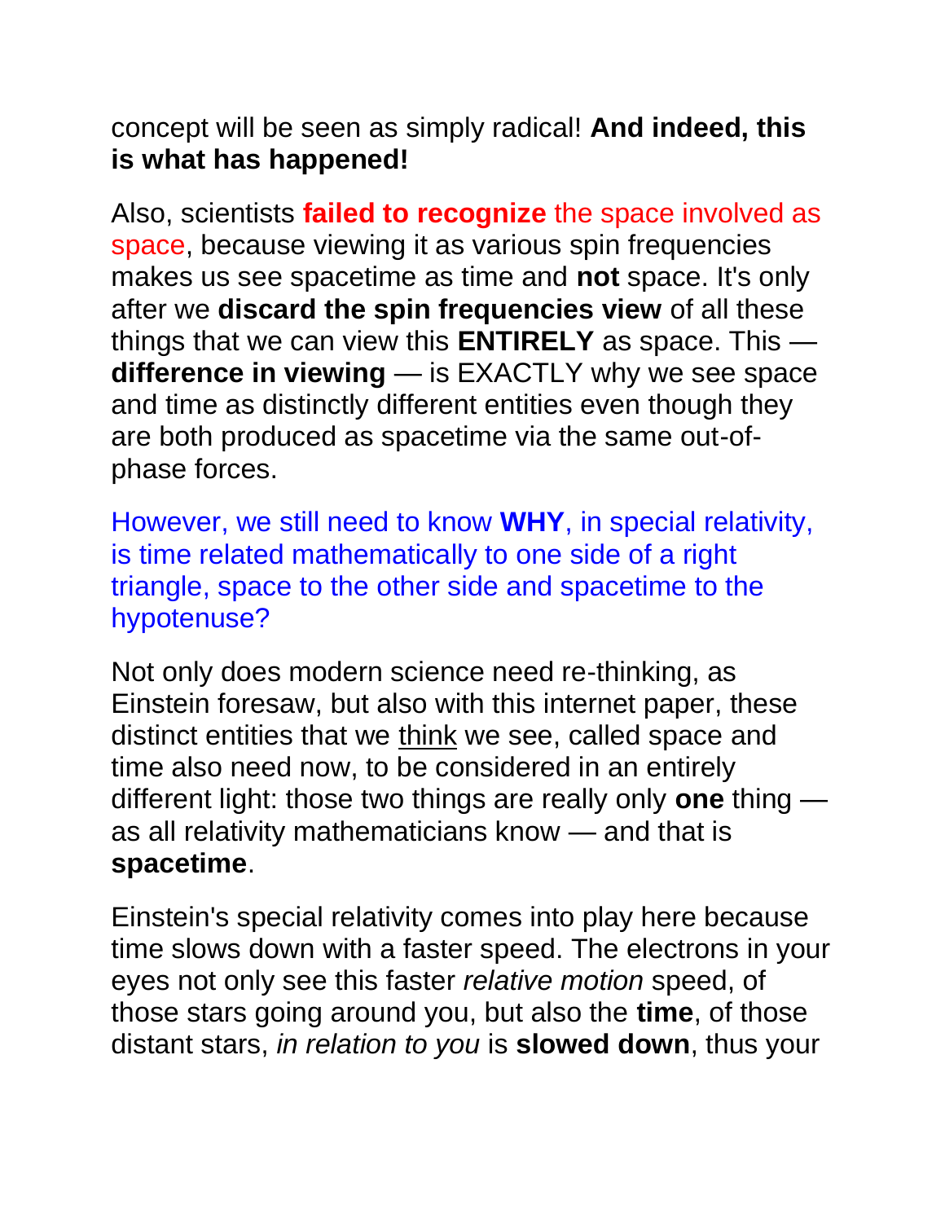concept will be seen as simply radical! **And indeed, this is what has happened!**

Also, scientists **failed to recognize** the space involved as space, because viewing it as various spin frequencies makes us see spacetime as time and **not** space. It's only after we **discard the spin frequencies view** of all these things that we can view this **ENTIRELY** as space. This — **difference in viewing** — is EXACTLY why we see space and time as distinctly different entities even though they are both produced as spacetime via the same out-of-phase forces.

However, we still need to know **WHY**, in special relativity, is time related mathematically to one side of a right triangle, space to the other side and spacetime to the hypotenuse?

Not only does modern science need re-thinking, as Einstein foresaw, but also with this internet paper, these distinct entities that we think we see, called space and time also need now, to be considered in an entirely different light: those two things are really only **one** thing — as all relativity mathematicians know — and that is **spacetime**.

Einstein's special relativity comes into play here because time slows down with a faster speed. The electrons in your eyes not only see this faster *relative motion* speed, of those stars going around you, but also the **time**, of those distant stars, *in relation to you* is **slowed down**, thus your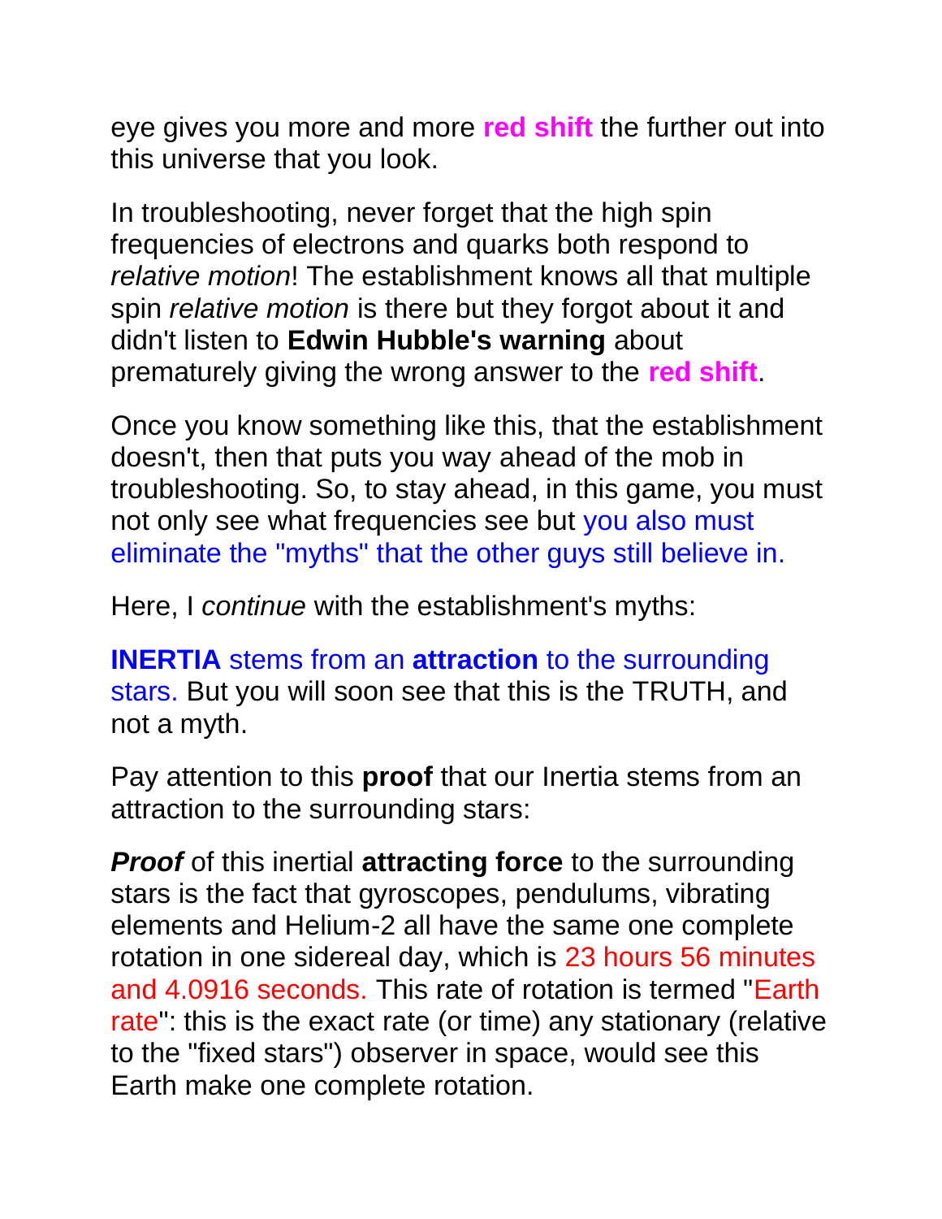eye gives you more and more **red shift** the further out into this universe that you look.

In troubleshooting, never forget that the high spin frequencies of electrons and quarks both respond to *relative motion*! The establishment knows all that multiple spin *relative motion* is there but they forgot about it and didn't listen to **Edwin Hubble's warning** about prematurely giving the wrong answer to the **red shift**.

Once you know something like this, that the establishment doesn't, then that puts you way ahead of the mob in troubleshooting. So, to stay ahead, in this game, you must not only see what frequencies see but you also must eliminate the "myths" that the other guys still believe in.

Here, I *continue* with the establishment's myths:

**INERTIA** stems from an **attraction** to the surrounding stars. But you will soon see that this is the TRUTH, and not a myth.

Pay attention to this **proof** that our Inertia stems from an attraction to the surrounding stars:

***Proof*** of this inertial **attracting force** to the surrounding stars is the fact that gyroscopes, pendulums, vibrating elements and Helium-2 all have the same one complete rotation in one sidereal day, which is 23 hours 56 minutes and 4.0916 seconds. This rate of rotation is termed "Earth rate": this is the exact rate (or time) any stationary (relative to the "fixed stars") observer in space, would see this Earth make one complete rotation.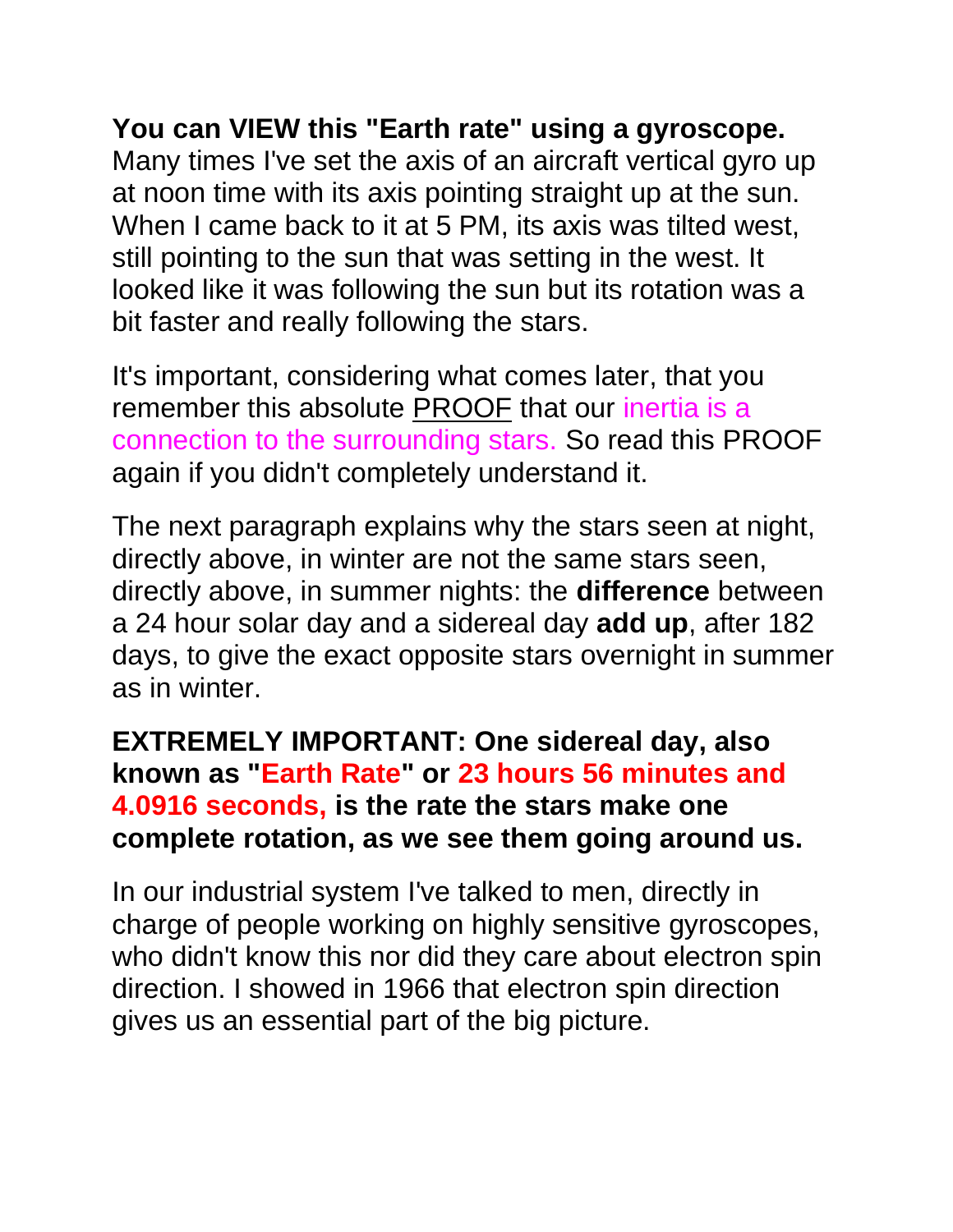**You can VIEW this "Earth rate" using a gyroscope.** Many times I've set the axis of an aircraft vertical gyro up at noon time with its axis pointing straight up at the sun. When I came back to it at 5 PM, its axis was tilted west, still pointing to the sun that was setting in the west. It looked like it was following the sun but its rotation was a bit faster and really following the stars.

It's important, considering what comes later, that you remember this absolute PROOF that our inertia is a connection to the surrounding stars. So read this PROOF again if you didn't completely understand it.

The next paragraph explains why the stars seen at night, directly above, in winter are not the same stars seen, directly above, in summer nights: the **difference** between a 24 hour solar day and a sidereal day **add up**, after 182 days, to give the exact opposite stars overnight in summer as in winter.

**EXTREMELY IMPORTANT: One sidereal day, also known as "Earth Rate" or 23 hours 56 minutes and 4.0916 seconds, is the rate the stars make one complete rotation, as we see them going around us.**

In our industrial system I've talked to men, directly in charge of people working on highly sensitive gyroscopes, who didn't know this nor did they care about electron spin direction. I showed in 1966 that electron spin direction gives us an essential part of the big picture.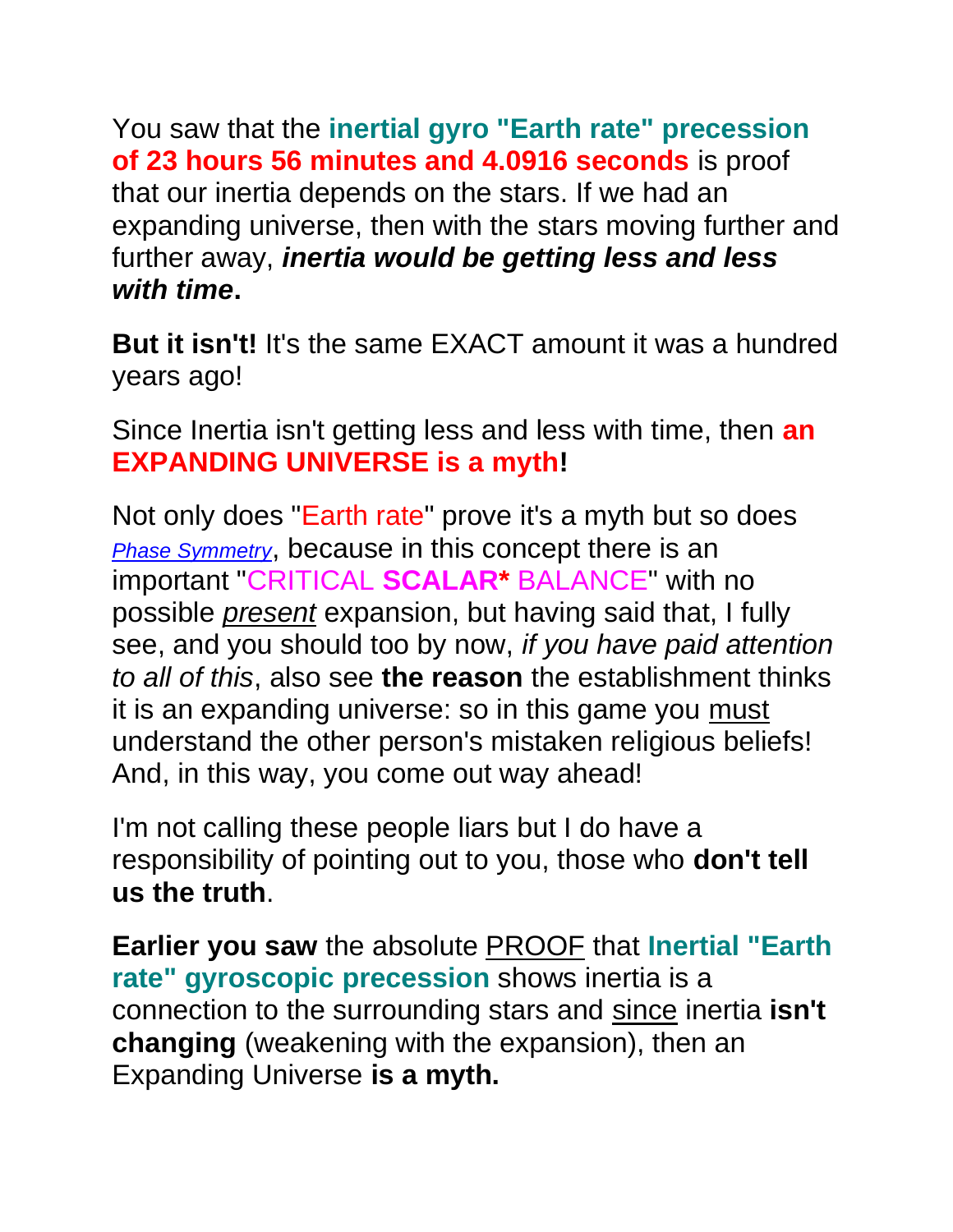You saw that the **inertial gyro "Earth rate" precession of 23 hours 56 minutes and 4.0916 seconds** is proof that our inertia depends on the stars. If we had an expanding universe, then with the stars moving further and further away, ***inertia would be getting less and less with time*.**

**But it isn't!** It's the same EXACT amount it was a hundred years ago!

Since Inertia isn't getting less and less with time, then **an EXPANDING UNIVERSE is a myth!**

Not only does "Earth rate" prove it's a myth but so does *Phase Symmetry*, because in this concept there is an important "CRITICAL **SCALAR*** BALANCE" with no possible *present* expansion, but having said that, I fully see, and you should too by now, *if you have paid attention to all of this*, also see **the reason** the establishment thinks it is an expanding universe: so in this game you must understand the other person's mistaken religious beliefs! And, in this way, you come out way ahead!

I'm not calling these people liars but I do have a responsibility of pointing out to you, those who **don't tell us the truth**.

**Earlier you saw** the absolute PROOF that **Inertial "Earth rate" gyroscopic precession** shows inertia is a connection to the surrounding stars and since inertia **isn't changing** (weakening with the expansion), then an Expanding Universe **is a myth.**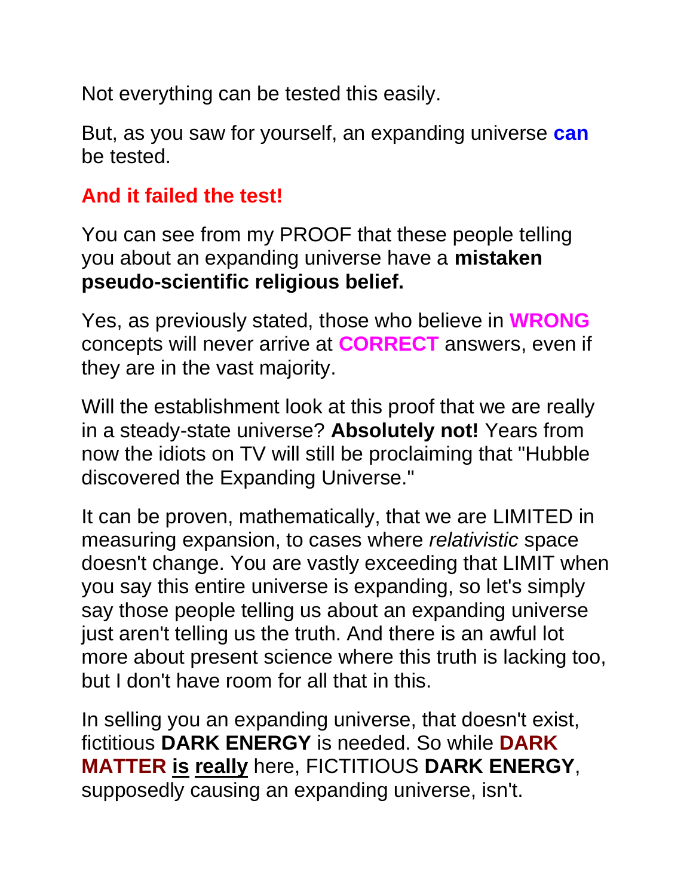Not everything can be tested this easily.

But, as you saw for yourself, an expanding universe **can** be tested.

**And it failed the test!**

You can see from my PROOF that these people telling you about an expanding universe have a **mistaken pseudo-scientific religious belief.**

Yes, as previously stated, those who believe in **WRONG** concepts will never arrive at **CORRECT** answers, even if they are in the vast majority.

Will the establishment look at this proof that we are really in a steady-state universe? **Absolutely not!** Years from now the idiots on TV will still be proclaiming that "Hubble discovered the Expanding Universe."

It can be proven, mathematically, that we are LIMITED in measuring expansion, to cases where *relativistic* space doesn't change. You are vastly exceeding that LIMIT when you say this entire universe is expanding, so let's simply say those people telling us about an expanding universe just aren't telling us the truth. And there is an awful lot more about present science where this truth is lacking too, but I don't have room for all that in this.

In selling you an expanding universe, that doesn't exist, fictitious **DARK ENERGY** is needed. So while **DARK MATTER** **is** **really** here, FICTITIOUS **DARK ENERGY**, supposedly causing an expanding universe, isn't.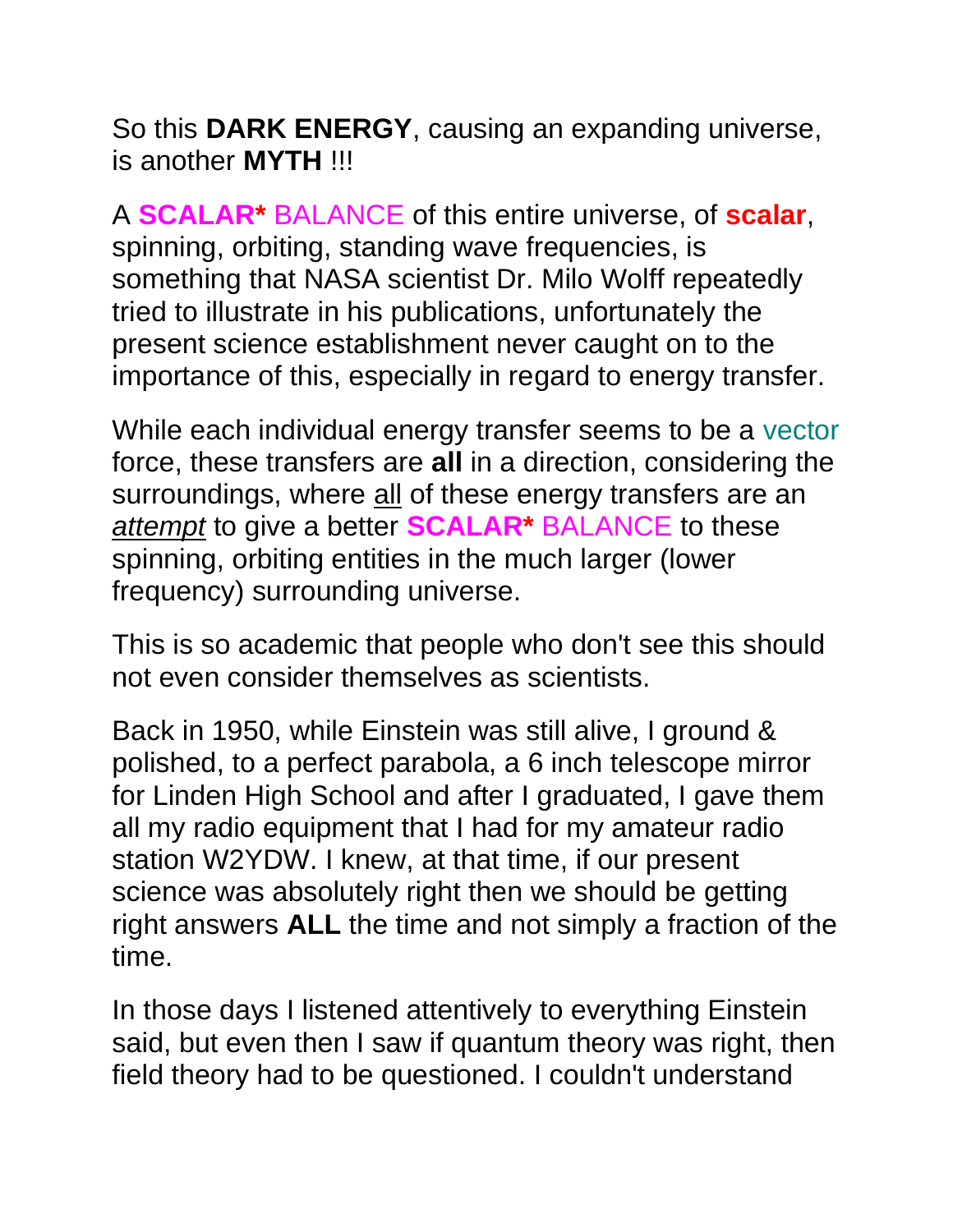So this **DARK ENERGY**, causing an expanding universe, is another **MYTH** !!!

A **SCALAR*** BALANCE of this entire universe, of **scalar**, spinning, orbiting, standing wave frequencies, is something that NASA scientist Dr. Milo Wolff repeatedly tried to illustrate in his publications, unfortunately the present science establishment never caught on to the importance of this, especially in regard to energy transfer.

While each individual energy transfer seems to be a vector force, these transfers are **all** in a direction, considering the surroundings, where <u>all</u> of these energy transfers are an <u>*attempt*</u> to give a better **SCALAR*** BALANCE to these spinning, orbiting entities in the much larger (lower frequency) surrounding universe.

This is so academic that people who don't see this should not even consider themselves as scientists.

Back in 1950, while Einstein was still alive, I ground & polished, to a perfect parabola, a 6 inch telescope mirror for Linden High School and after I graduated, I gave them all my radio equipment that I had for my amateur radio station W2YDW. I knew, at that time, if our present science was absolutely right then we should be getting right answers **ALL** the time and not simply a fraction of the time.

In those days I listened attentively to everything Einstein said, but even then I saw if quantum theory was right, then field theory had to be questioned. I couldn't understand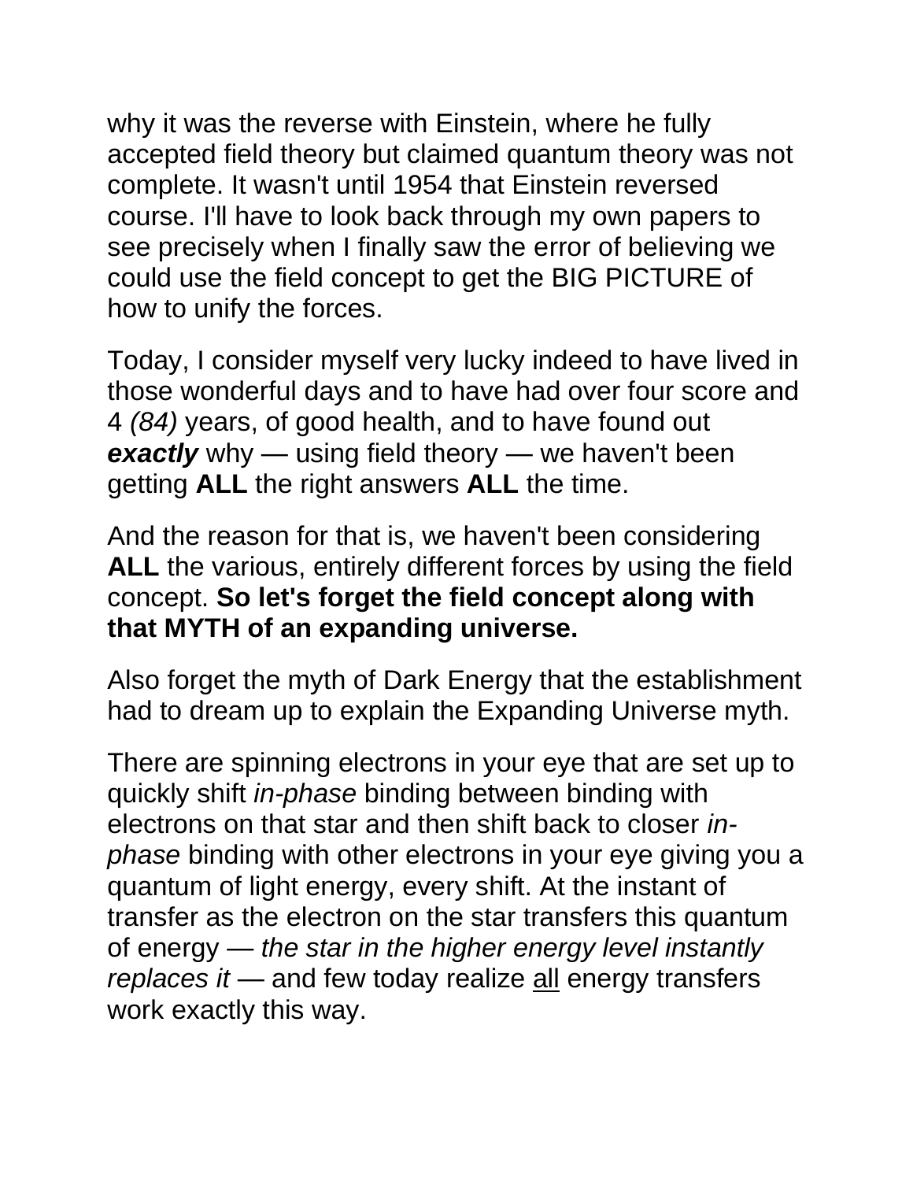why it was the reverse with Einstein, where he fully accepted field theory but claimed quantum theory was not complete. It wasn't until 1954 that Einstein reversed course. I'll have to look back through my own papers to see precisely when I finally saw the error of believing we could use the field concept to get the BIG PICTURE of how to unify the forces.

Today, I consider myself very lucky indeed to have lived in those wonderful days and to have had over four score and 4 *(84)* years, of good health, and to have found out ***exactly*** why — using field theory — we haven't been getting **ALL** the right answers **ALL** the time.

And the reason for that is, we haven't been considering **ALL** the various, entirely different forces by using the field concept. **So let's forget the field concept along with that MYTH of an expanding universe.**

Also forget the myth of Dark Energy that the establishment had to dream up to explain the Expanding Universe myth.

There are spinning electrons in your eye that are set up to quickly shift *in-phase* binding between binding with electrons on that star and then shift back to closer *in-phase* binding with other electrons in your eye giving you a quantum of light energy, every shift. At the instant of transfer as the electron on the star transfers this quantum of energy — *the star in the higher energy level instantly replaces it* — and few today realize <u>all</u> energy transfers work exactly this way.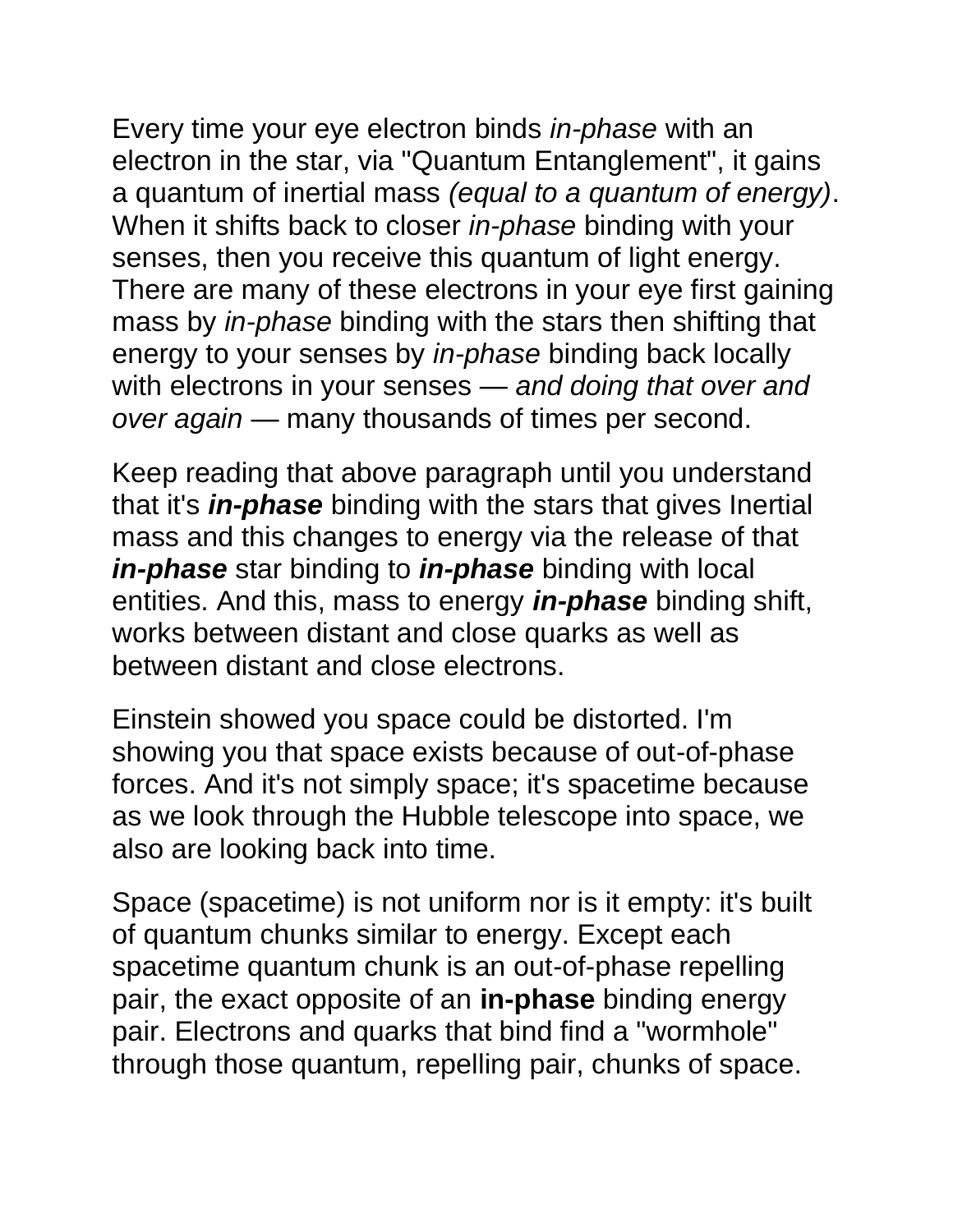Every time your eye electron binds *in-phase* with an electron in the star, via "Quantum Entanglement", it gains a quantum of inertial mass *(equal to a quantum of energy)*. When it shifts back to closer *in-phase* binding with your senses, then you receive this quantum of light energy. There are many of these electrons in your eye first gaining mass by *in-phase* binding with the stars then shifting that energy to your senses by *in-phase* binding back locally with electrons in your senses — *and doing that over and over again* — many thousands of times per second.

Keep reading that above paragraph until you understand that it's ***in-phase*** binding with the stars that gives Inertial mass and this changes to energy via the release of that ***in-phase*** star binding to ***in-phase*** binding with local entities. And this, mass to energy ***in-phase*** binding shift, works between distant and close quarks as well as between distant and close electrons.

Einstein showed you space could be distorted. I'm showing you that space exists because of out-of-phase forces. And it's not simply space; it's spacetime because as we look through the Hubble telescope into space, we also are looking back into time.

Space (spacetime) is not uniform nor is it empty: it's built of quantum chunks similar to energy. Except each spacetime quantum chunk is an out-of-phase repelling pair, the exact opposite of an **in-phase** binding energy pair. Electrons and quarks that bind find a "wormhole" through those quantum, repelling pair, chunks of space.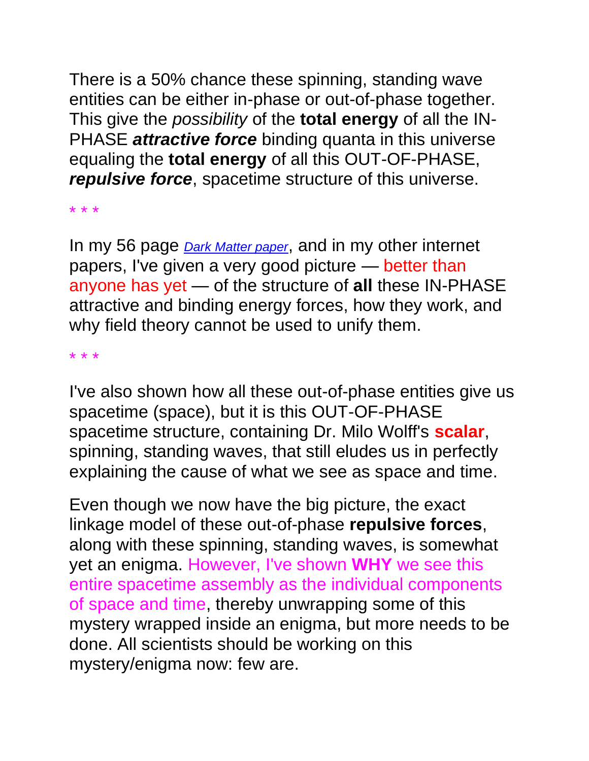There is a 50% chance these spinning, standing wave entities can be either in-phase or out-of-phase together. This give the *possibility* of the **total energy** of all the IN-PHASE ***attractive force*** binding quanta in this universe equaling the **total energy** of all this OUT-OF-PHASE, ***repulsive force***, spacetime structure of this universe.

* * *

In my 56 page *Dark Matter paper*, and in my other internet papers, I've given a very good picture — better than anyone has yet — of the structure of **all** these IN-PHASE attractive and binding energy forces, how they work, and why field theory cannot be used to unify them.

* * *

I've also shown how all these out-of-phase entities give us spacetime (space), but it is this OUT-OF-PHASE spacetime structure, containing Dr. Milo Wolff's **scalar**, spinning, standing waves, that still eludes us in perfectly explaining the cause of what we see as space and time.

Even though we now have the big picture, the exact linkage model of these out-of-phase **repulsive forces**, along with these spinning, standing waves, is somewhat yet an enigma. However, I've shown **WHY** we see this entire spacetime assembly as the individual components of space and time, thereby unwrapping some of this mystery wrapped inside an enigma, but more needs to be done. All scientists should be working on this mystery/enigma now: few are.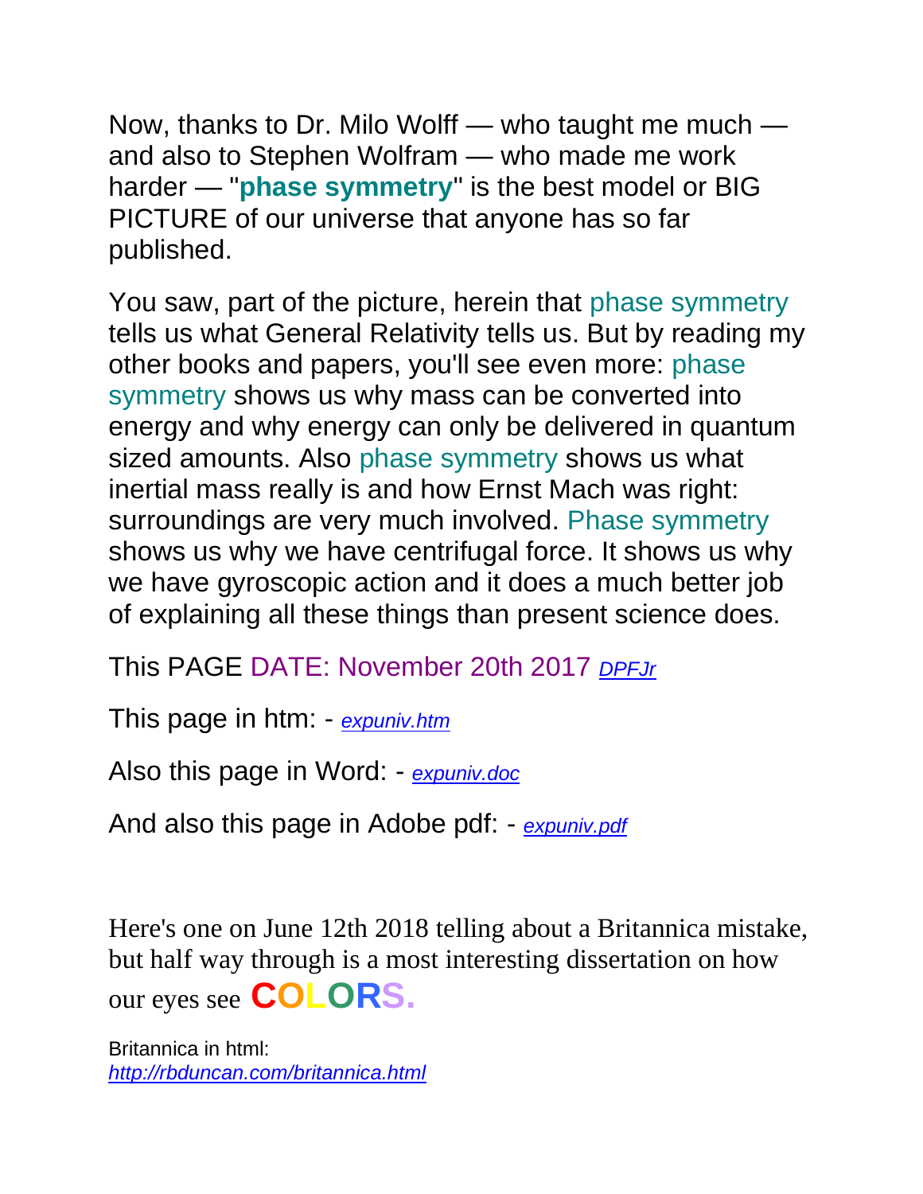Now, thanks to Dr. Milo Wolff — who taught me much — and also to Stephen Wolfram — who made me work harder — "**phase symmetry**" is the best model or BIG PICTURE of our universe that anyone has so far published.

You saw, part of the picture, herein that phase symmetry tells us what General Relativity tells us. But by reading my other books and papers, you'll see even more: phase symmetry shows us why mass can be converted into energy and why energy can only be delivered in quantum sized amounts. Also phase symmetry shows us what inertial mass really is and how Ernst Mach was right: surroundings are very much involved. Phase symmetry shows us why we have centrifugal force. It shows us why we have gyroscopic action and it does a much better job of explaining all these things than present science does.

This PAGE DATE: November 20th 2017 *DPFJr*

This page in htm: - *expuniv.htm*

Also this page in Word: - *expuniv.doc*

And also this page in Adobe pdf: - *expuniv.pdf*

Here's one on June 12th 2018 telling about a Britannica mistake, but half way through is a most interesting dissertation on how our eyes see **COLORS.**

Britannica in html:
*http://rbduncan.com/britannica.html*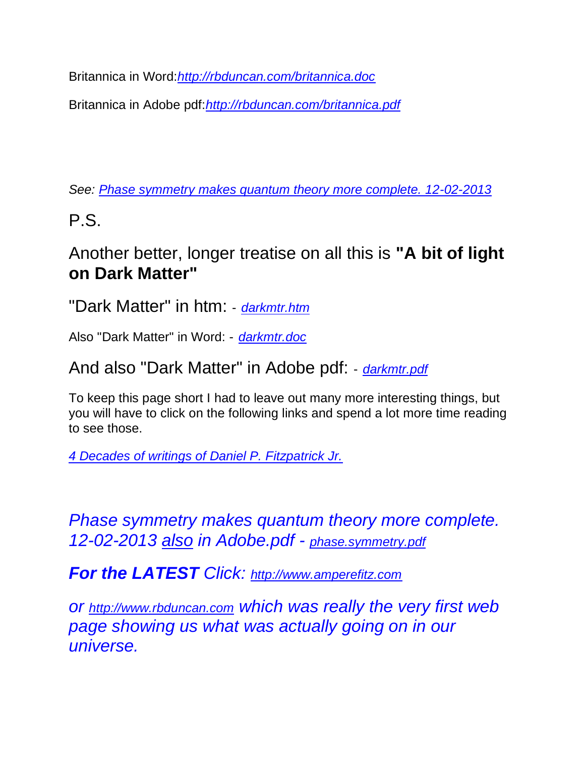Britannica in Word:*http://rbduncan.com/britannica.doc*

Britannica in Adobe pdf:*http://rbduncan.com/britannica.pdf*

*See: Phase symmetry makes quantum theory more complete. 12-02-2013*

P.S.

Another better, longer treatise on all this is **"A bit of light on Dark Matter"**

"Dark Matter" in htm: - *darkmtr.htm*

Also "Dark Matter" in Word: - *darkmtr.doc*

And also "Dark Matter" in Adobe pdf: - *darkmtr.pdf*

To keep this page short I had to leave out many more interesting things, but you will have to click on the following links and spend a lot more time reading to see those.

*4 Decades of writings of Daniel P. Fitzpatrick Jr.*

*Phase symmetry makes quantum theory more complete. 12-02-2013 also in Adobe.pdf - phase.symmetry.pdf*

***For the LATEST*** *Click: http://www.amperefitz.com*

*or http://www.rbduncan.com which was really the very first web page showing us what was actually going on in our universe.*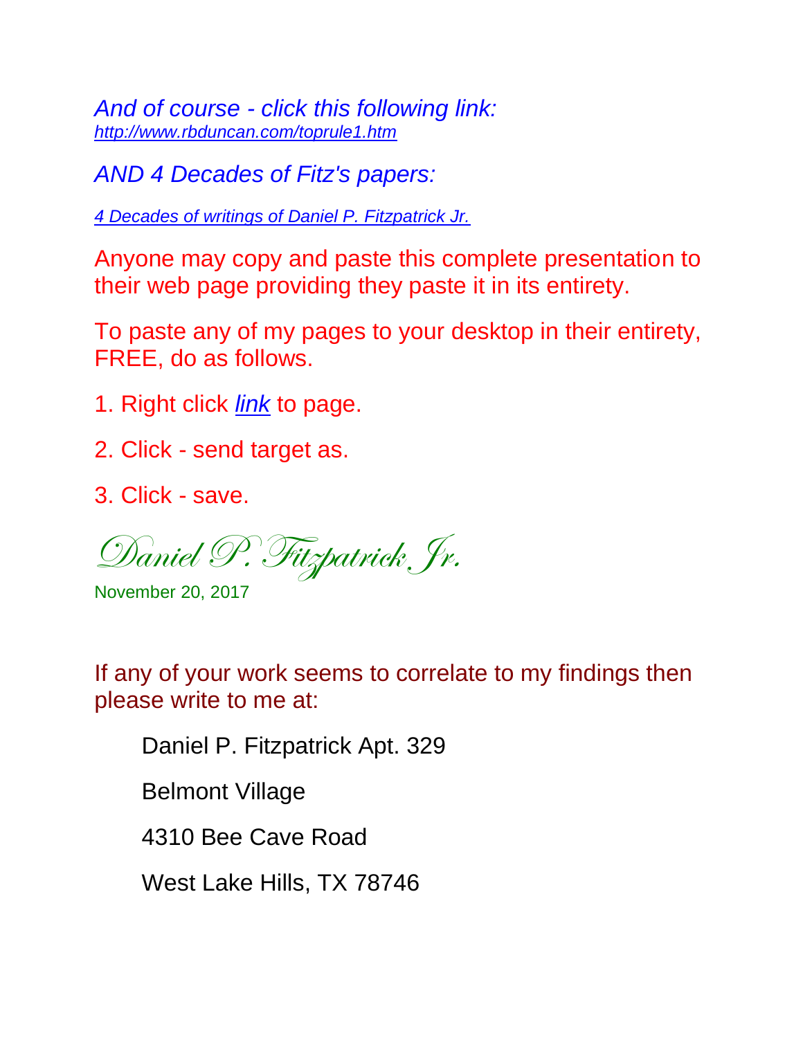*And of course - click this following link:*
*http://www.rbduncan.com/toprule1.htm*

*AND 4 Decades of Fitz's papers:*

*4 Decades of writings of Daniel P. Fitzpatrick Jr.*

Anyone may copy and paste this complete presentation to their web page providing they paste it in its entirety.

To paste any of my pages to your desktop in their entirety, FREE, do as follows.

1. Right click *link* to page.

2. Click - send target as.

3. Click - save.

*Daniel P. Fitzpatrick Jr.*

November 20, 2017

If any of your work seems to correlate to my findings then please write to me at:

Daniel P. Fitzpatrick Apt. 329

Belmont Village

4310 Bee Cave Road

West Lake Hills, TX 78746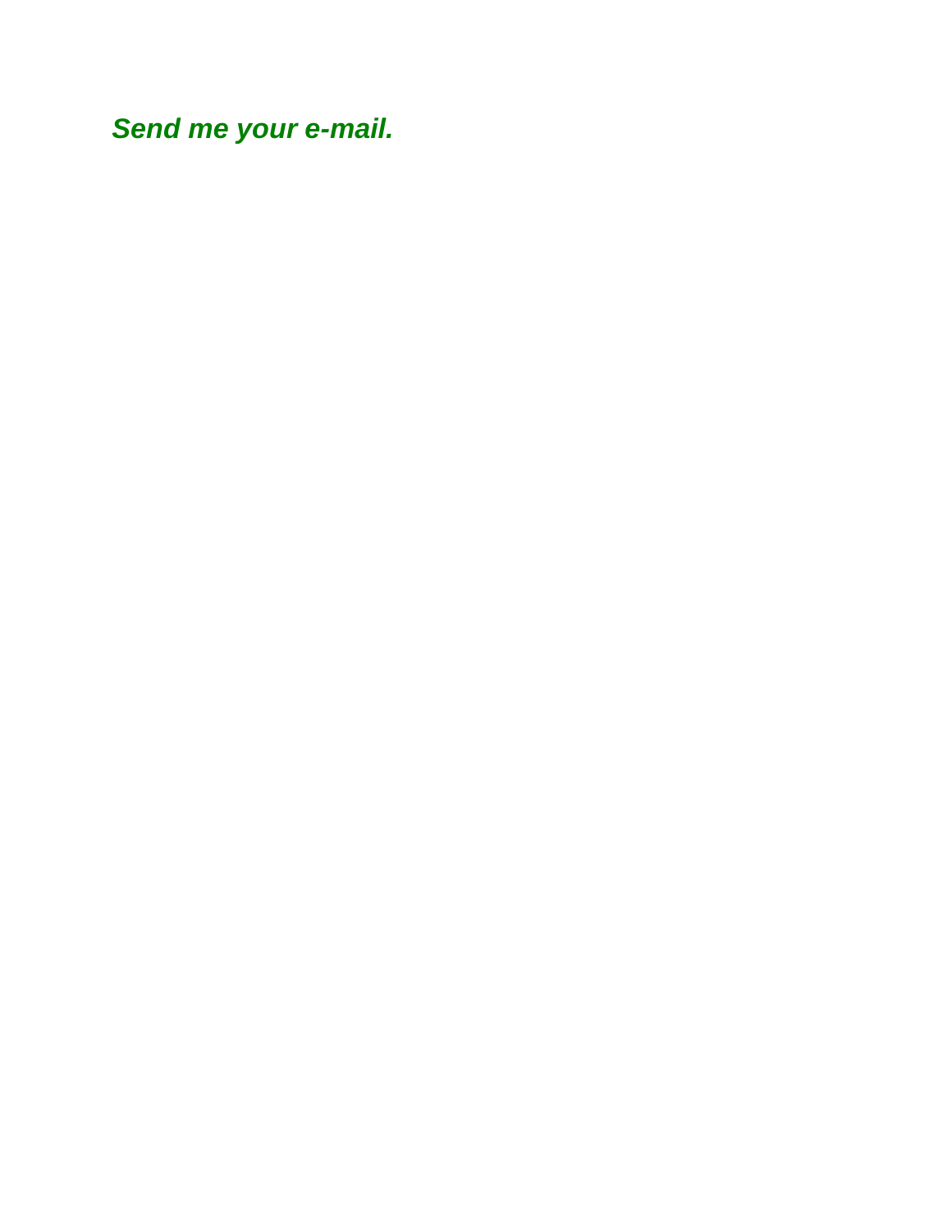***Send me your e-mail.***